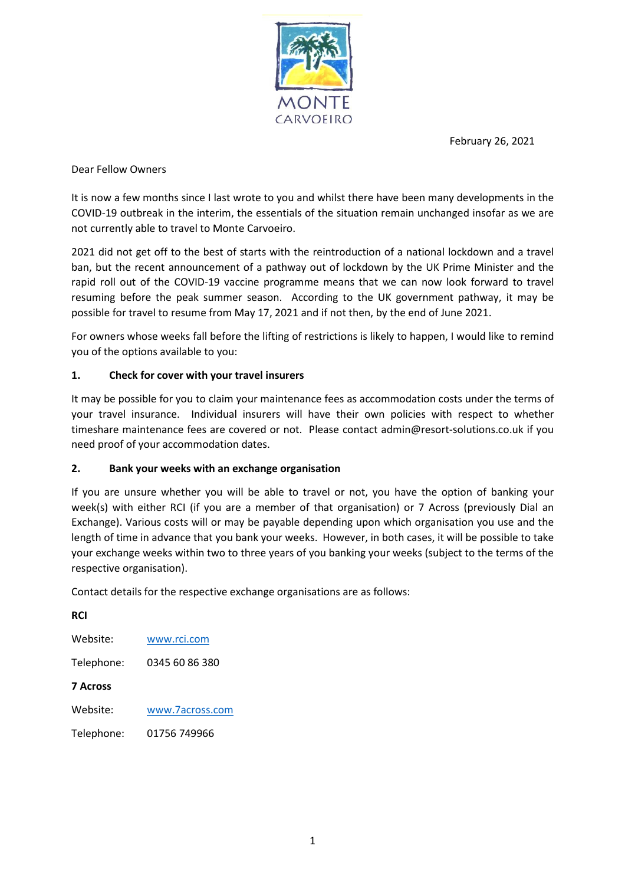MONTE CARVOEIRO

February 26, 2021

Dear Fellow Owners

It is now a few months since I last wrote to you and whilst there have been many developments in the COVID-19 outbreak in the interim, the essentials of the situation remain unchanged insofar as we are not currently able to travel to Monte Carvoeiro.

2021 did not get off to the best of starts with the reintroduction of a national lockdown and a travel ban, but the recent announcement of a pathway out of lockdown by the UK Prime Minister and the rapid roll out of the COVID-19 vaccine programme means that we can now look forward to travel resuming before the peak summer season. According to the UK government pathway, it may be possible for travel to resume from May 17, 2021 and if not then, by the end of June 2021.

For owners whose weeks fall before the lifting of restrictions is likely to happen, I would like to remind you of the options available to you:

**1. Check for cover with your travel insurers**

It may be possible for you to claim your maintenance fees as accommodation costs under the terms of your travel insurance. Individual insurers will have their own policies with respect to whether timeshare maintenance fees are covered or not. Please contact admin@resort-solutions.co.uk if you need proof of your accommodation dates.

**2. Bank your weeks with an exchange organisation**

If you are unsure whether you will be able to travel or not, you have the option of banking your week(s) with either RCI (if you are a member of that organisation) or 7 Across (previously Dial an Exchange). Various costs will or may be payable depending upon which organisation you use and the length of time in advance that you bank your weeks. However, in both cases, it will be possible to take your exchange weeks within two to three years of you banking your weeks (subject to the terms of the respective organisation).

Contact details for the respective exchange organisations are as follows:

**RCI**

Website: www.rci.com

Telephone: 0345 60 86 380

**7 Across**

Website: www.7across.com

Telephone: 01756 749966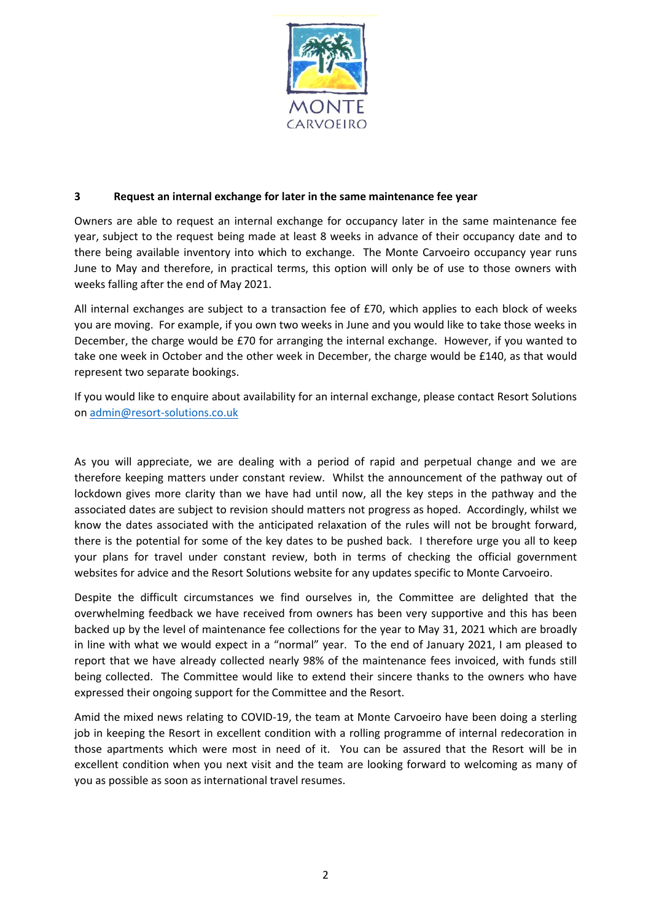### 3 Request an internal exchange for later in the same maintenance fee year

Owners are able to request an internal exchange for occupancy later in the same maintenance fee year, subject to the request being made at least 8 weeks in advance of their occupancy date and to there being available inventory into which to exchange. The Monte Carvoeiro occupancy year runs June to May and therefore, in practical terms, this option will only be of use to those owners with weeks falling after the end of May 2021.

All internal exchanges are subject to a transaction fee of £70, which applies to each block of weeks you are moving. For example, if you own two weeks in June and you would like to take those weeks in December, the charge would be £70 for arranging the internal exchange. However, if you wanted to take one week in October and the other week in December, the charge would be £140, as that would represent two separate bookings.

If you would like to enquire about availability for an internal exchange, please contact Resort Solutions on admin@resort-solutions.co.uk

As you will appreciate, we are dealing with a period of rapid and perpetual change and we are therefore keeping matters under constant review. Whilst the announcement of the pathway out of lockdown gives more clarity than we have had until now, all the key steps in the pathway and the associated dates are subject to revision should matters not progress as hoped. Accordingly, whilst we know the dates associated with the anticipated relaxation of the rules will not be brought forward, there is the potential for some of the key dates to be pushed back. I therefore urge you all to keep your plans for travel under constant review, both in terms of checking the official government websites for advice and the Resort Solutions website for any updates specific to Monte Carvoeiro.

Despite the difficult circumstances we find ourselves in, the Committee are delighted that the overwhelming feedback we have received from owners has been very supportive and this has been backed up by the level of maintenance fee collections for the year to May 31, 2021 which are broadly in line with what we would expect in a "normal" year. To the end of January 2021, I am pleased to report that we have already collected nearly 98% of the maintenance fees invoiced, with funds still being collected. The Committee would like to extend their sincere thanks to the owners who have expressed their ongoing support for the Committee and the Resort.

Amid the mixed news relating to COVID-19, the team at Monte Carvoeiro have been doing a sterling job in keeping the Resort in excellent condition with a rolling programme of internal redecoration in those apartments which were most in need of it. You can be assured that the Resort will be in excellent condition when you next visit and the team are looking forward to welcoming as many of you as possible as soon as international travel resumes.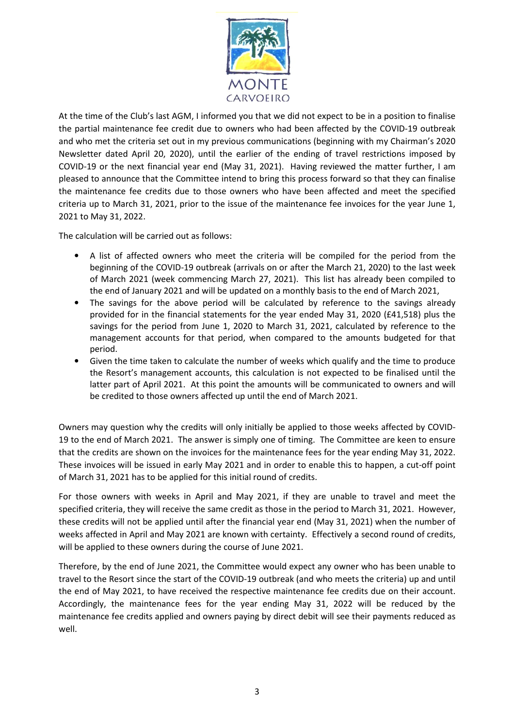At the time of the Club's last AGM, I informed you that we did not expect to be in a position to finalise the partial maintenance fee credit due to owners who had been affected by the COVID-19 outbreak and who met the criteria set out in my previous communications (beginning with my Chairman's 2020 Newsletter dated April 20, 2020), until the earlier of the ending of travel restrictions imposed by COVID-19 or the next financial year end (May 31, 2021). Having reviewed the matter further, I am pleased to announce that the Committee intend to bring this process forward so that they can finalise the maintenance fee credits due to those owners who have been affected and meet the specified criteria up to March 31, 2021, prior to the issue of the maintenance fee invoices for the year June 1, 2021 to May 31, 2022.

The calculation will be carried out as follows:

- A list of affected owners who meet the criteria will be compiled for the period from the beginning of the COVID-19 outbreak (arrivals on or after the March 21, 2020) to the last week of March 2021 (week commencing March 27, 2021). This list has already been compiled to the end of January 2021 and will be updated on a monthly basis to the end of March 2021,
- The savings for the above period will be calculated by reference to the savings already provided for in the financial statements for the year ended May 31, 2020 (£41,518) plus the savings for the period from June 1, 2020 to March 31, 2021, calculated by reference to the management accounts for that period, when compared to the amounts budgeted for that period.
- Given the time taken to calculate the number of weeks which qualify and the time to produce the Resort's management accounts, this calculation is not expected to be finalised until the latter part of April 2021. At this point the amounts will be communicated to owners and will be credited to those owners affected up until the end of March 2021.

Owners may question why the credits will only initially be applied to those weeks affected by COVID-19 to the end of March 2021. The answer is simply one of timing. The Committee are keen to ensure that the credits are shown on the invoices for the maintenance fees for the year ending May 31, 2022. These invoices will be issued in early May 2021 and in order to enable this to happen, a cut-off point of March 31, 2021 has to be applied for this initial round of credits.

For those owners with weeks in April and May 2021, if they are unable to travel and meet the specified criteria, they will receive the same credit as those in the period to March 31, 2021. However, these credits will not be applied until after the financial year end (May 31, 2021) when the number of weeks affected in April and May 2021 are known with certainty. Effectively a second round of credits, will be applied to these owners during the course of June 2021.

Therefore, by the end of June 2021, the Committee would expect any owner who has been unable to travel to the Resort since the start of the COVID-19 outbreak (and who meets the criteria) up and until the end of May 2021, to have received the respective maintenance fee credits due on their account. Accordingly, the maintenance fees for the year ending May 31, 2022 will be reduced by the maintenance fee credits applied and owners paying by direct debit will see their payments reduced as well.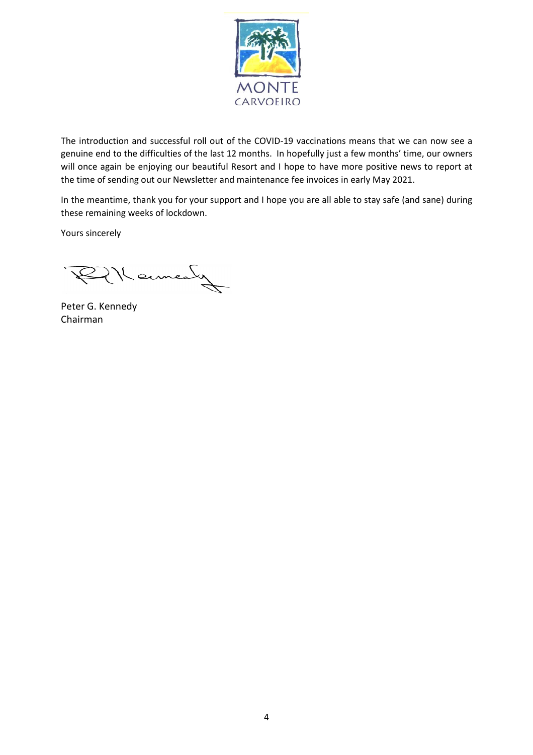MONTE
CARVOEIRO

The introduction and successful roll out of the COVID-19 vaccinations means that we can now see a genuine end to the difficulties of the last 12 months. In hopefully just a few months' time, our owners will once again be enjoying our beautiful Resort and I hope to have more positive news to report at the time of sending out our Newsletter and maintenance fee invoices in early May 2021.

In the meantime, thank you for your support and I hope you are all able to stay safe (and sane) during these remaining weeks of lockdown.

Yours sincerely

Peter G. Kennedy
Chairman